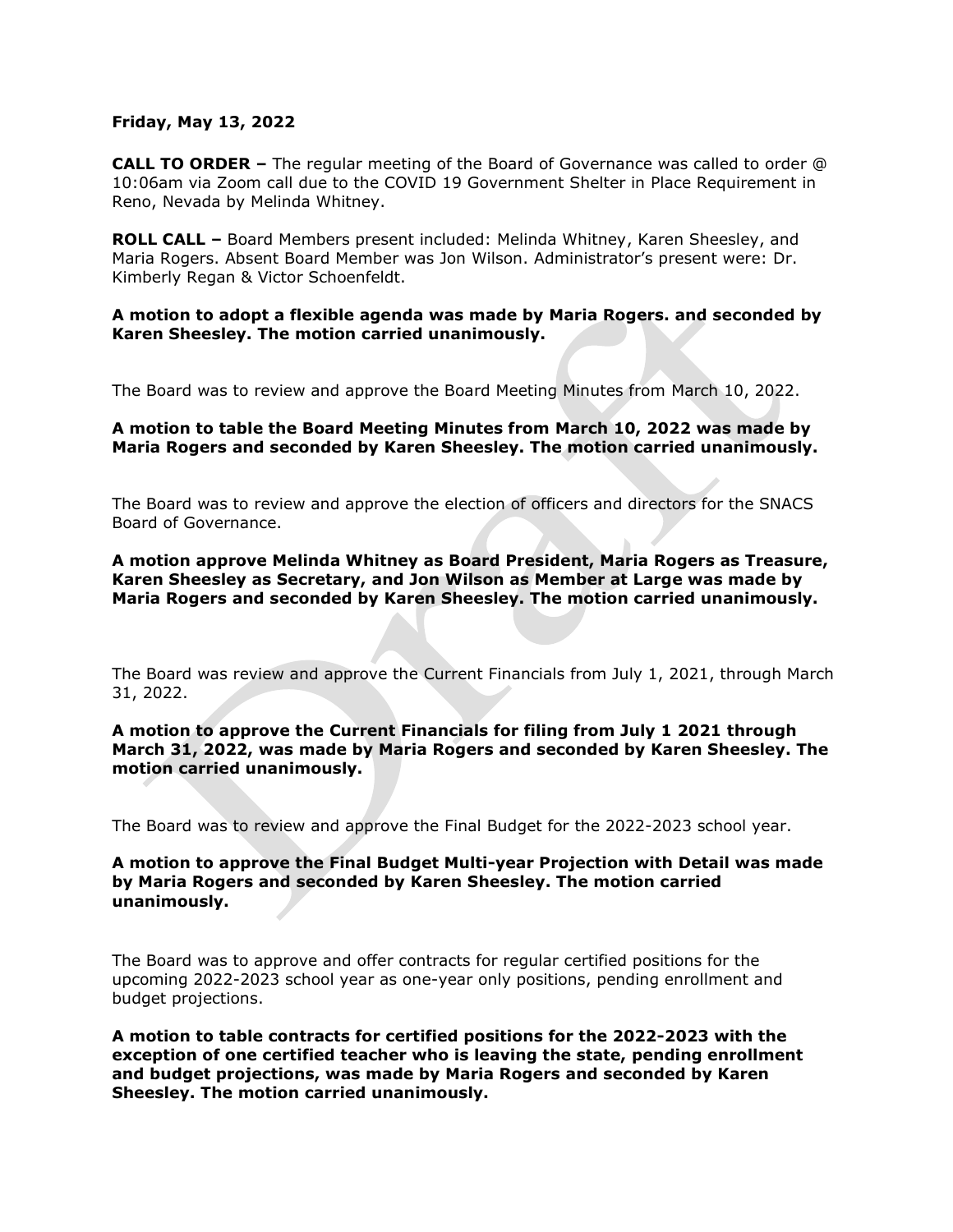**Friday, May 13, 2022**

**CALL TO ORDER –** The regular meeting of the Board of Governance was called to order @ 10:06am via Zoom call due to the COVID 19 Government Shelter in Place Requirement in Reno, Nevada by Melinda Whitney.

**ROLL CALL –** Board Members present included: Melinda Whitney, Karen Sheesley, and Maria Rogers. Absent Board Member was Jon Wilson. Administrator's present were: Dr. Kimberly Regan & Victor Schoenfeldt.

**A motion to adopt a flexible agenda was made by Maria Rogers. and seconded by Karen Sheesley. The motion carried unanimously.**

The Board was to review and approve the Board Meeting Minutes from March 10, 2022.

**A motion to table the Board Meeting Minutes from March 10, 2022 was made by Maria Rogers and seconded by Karen Sheesley. The motion carried unanimously.**

The Board was to review and approve the election of officers and directors for the SNACS Board of Governance.

**A motion approve Melinda Whitney as Board President, Maria Rogers as Treasure, Karen Sheesley as Secretary, and Jon Wilson as Member at Large was made by Maria Rogers and seconded by Karen Sheesley. The motion carried unanimously.**

The Board was review and approve the Current Financials from July 1, 2021, through March 31, 2022.

**A motion to approve the Current Financials for filing from July 1 2021 through March 31, 2022, was made by Maria Rogers and seconded by Karen Sheesley. The motion carried unanimously.**

The Board was to review and approve the Final Budget for the 2022-2023 school year.

**A motion to approve the Final Budget Multi-year Projection with Detail was made by Maria Rogers and seconded by Karen Sheesley. The motion carried unanimously.**

The Board was to approve and offer contracts for regular certified positions for the upcoming 2022-2023 school year as one-year only positions, pending enrollment and budget projections.

**A motion to table contracts for certified positions for the 2022-2023 with the exception of one certified teacher who is leaving the state, pending enrollment and budget projections, was made by Maria Rogers and seconded by Karen Sheesley. The motion carried unanimously.**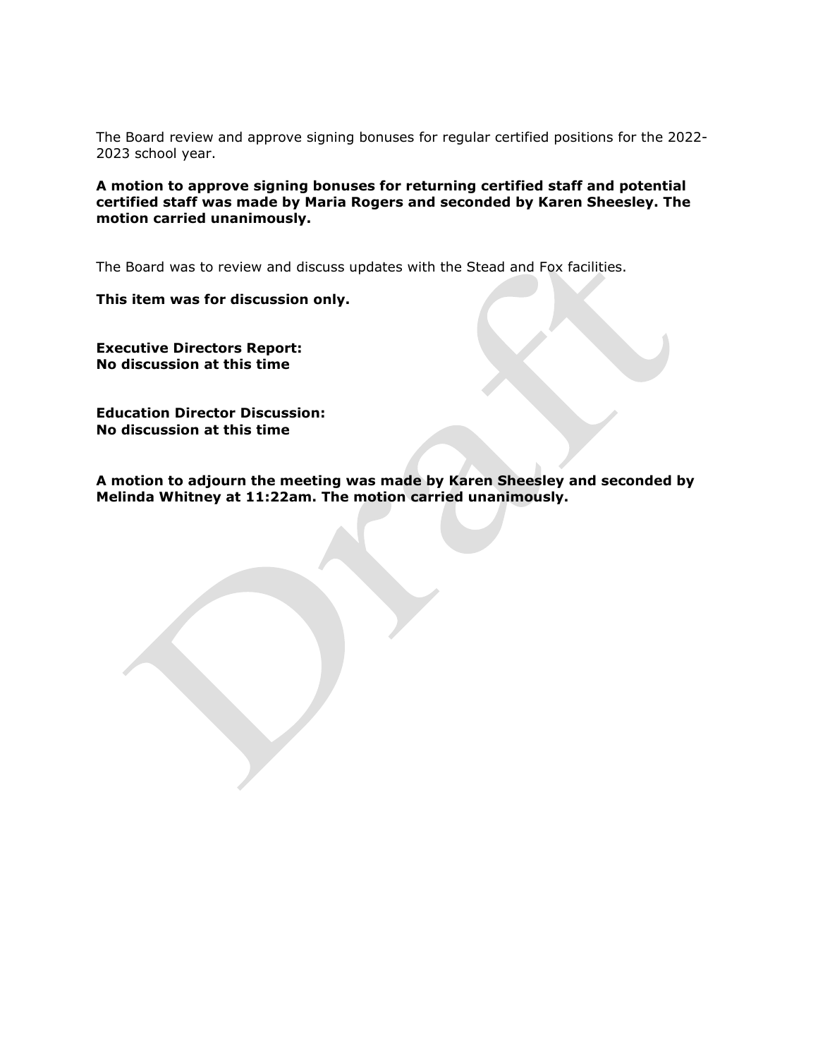The Board review and approve signing bonuses for regular certified positions for the 2022-2023 school year.

**A motion to approve signing bonuses for returning certified staff and potential certified staff was made by Maria Rogers and seconded by Karen Sheesley. The motion carried unanimously.**

The Board was to review and discuss updates with the Stead and Fox facilities.

**This item was for discussion only.**

**Executive Directors Report:**
**No discussion at this time**

**Education Director Discussion:**
**No discussion at this time**

**A motion to adjourn the meeting was made by Karen Sheesley and seconded by Melinda Whitney at 11:22am. The motion carried unanimously.**